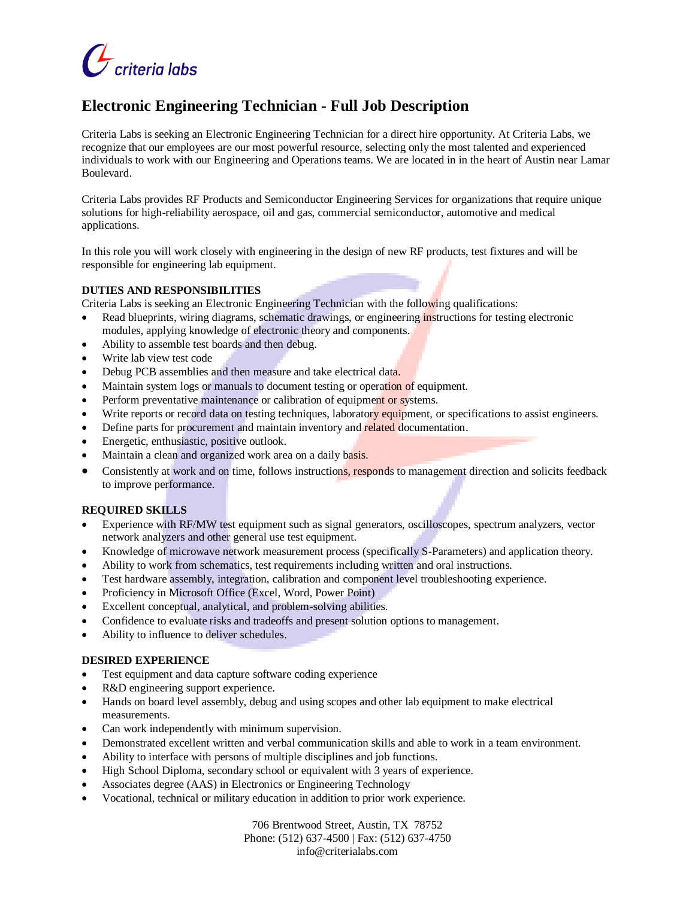# Electronic Engineering Technician - Full Job Description

Criteria Labs is seeking an Electronic Engineering Technician for a direct hire opportunity. At Criteria Labs, we recognize that our employees are our most powerful resource, selecting only the most talented and experienced individuals to work with our Engineering and Operations teams. We are located in in the heart of Austin near Lamar Boulevard.

Criteria Labs provides RF Products and Semiconductor Engineering Services for organizations that require unique solutions for high-reliability aerospace, oil and gas, commercial semiconductor, automotive and medical applications.

In this role you will work closely with engineering in the design of new RF products, test fixtures and will be responsible for engineering lab equipment.

**DUTIES AND RESPONSIBILITIES**

Criteria Labs is seeking an Electronic Engineering Technician with the following qualifications:

- Read blueprints, wiring diagrams, schematic drawings, or engineering instructions for testing electronic modules, applying knowledge of electronic theory and components.
- Ability to assemble test boards and then debug.
- Write lab view test code
- Debug PCB assemblies and then measure and take electrical data.
- Maintain system logs or manuals to document testing or operation of equipment.
- Perform preventative maintenance or calibration of equipment or systems.
- Write reports or record data on testing techniques, laboratory equipment, or specifications to assist engineers.
- Define parts for procurement and maintain inventory and related documentation.
- Energetic, enthusiastic, positive outlook.
- Maintain a clean and organized work area on a daily basis.
- Consistently at work and on time, follows instructions, responds to management direction and solicits feedback to improve performance.

**REQUIRED SKILLS**

- Experience with RF/MW test equipment such as signal generators, oscilloscopes, spectrum analyzers, vector network analyzers and other general use test equipment.
- Knowledge of microwave network measurement process (specifically S-Parameters) and application theory.
- Ability to work from schematics, test requirements including written and oral instructions.
- Test hardware assembly, integration, calibration and component level troubleshooting experience.
- Proficiency in Microsoft Office (Excel, Word, Power Point)
- Excellent conceptual, analytical, and problem-solving abilities.
- Confidence to evaluate risks and tradeoffs and present solution options to management.
- Ability to influence to deliver schedules.

**DESIRED EXPERIENCE**

- Test equipment and data capture software coding experience
- R&D engineering support experience.
- Hands on board level assembly, debug and using scopes and other lab equipment to make electrical measurements.
- Can work independently with minimum supervision.
- Demonstrated excellent written and verbal communication skills and able to work in a team environment.
- Ability to interface with persons of multiple disciplines and job functions.
- High School Diploma, secondary school or equivalent with 3 years of experience.
- Associates degree (AAS) in Electronics or Engineering Technology
- Vocational, technical or military education in addition to prior work experience.

706 Brentwood Street, Austin, TX 78752
Phone: (512) 637-4500 | Fax: (512) 637-4750
info@criterialabs.com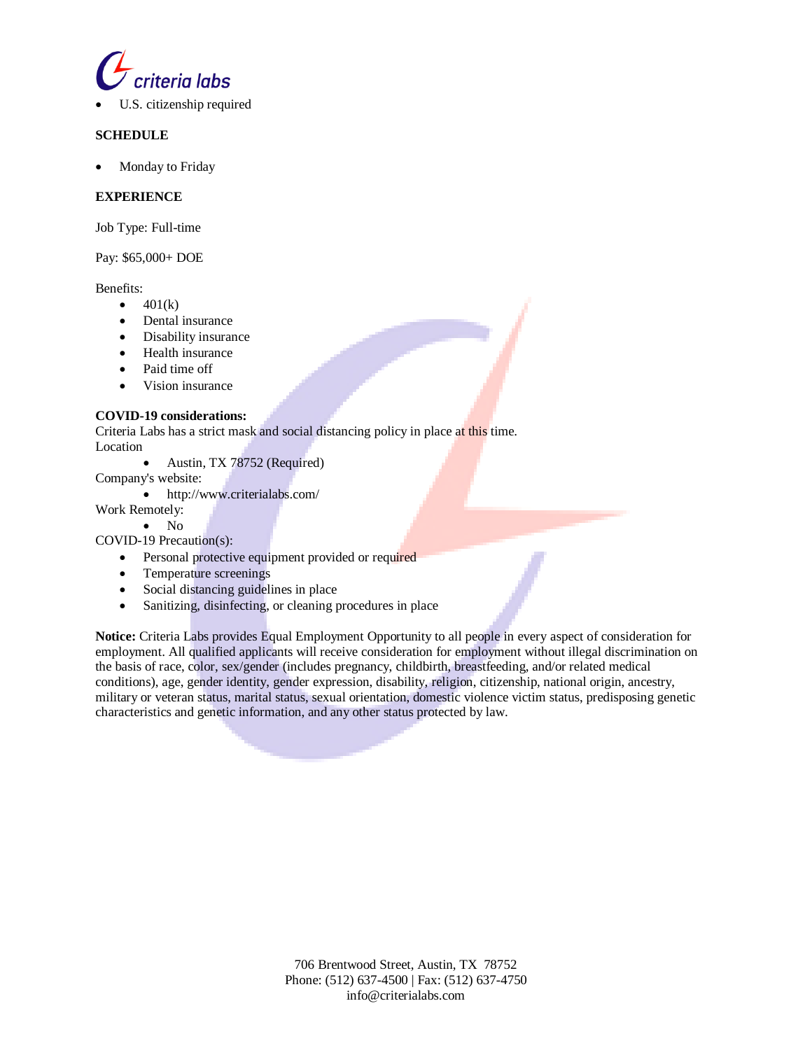- U.S. citizenship required

**SCHEDULE**

- Monday to Friday

**EXPERIENCE**

Job Type: Full-time

Pay: $65,000+ DOE

Benefits:

- 401(k)
- Dental insurance
- Disability insurance
- Health insurance
- Paid time off
- Vision insurance

**COVID-19 considerations:**
Criteria Labs has a strict mask and social distancing policy in place at this time.

Location

- Austin, TX 78752 (Required)

Company's website:

- http://www.criterialabs.com/

Work Remotely:

- No

COVID-19 Precaution(s):

- Personal protective equipment provided or required
- Temperature screenings
- Social distancing guidelines in place
- Sanitizing, disinfecting, or cleaning procedures in place

**Notice:** Criteria Labs provides Equal Employment Opportunity to all people in every aspect of consideration for employment. All qualified applicants will receive consideration for employment without illegal discrimination on the basis of race, color, sex/gender (includes pregnancy, childbirth, breastfeeding, and/or related medical conditions), age, gender identity, gender expression, disability, religion, citizenship, national origin, ancestry, military or veteran status, marital status, sexual orientation, domestic violence victim status, predisposing genetic characteristics and genetic information, and any other status protected by law.